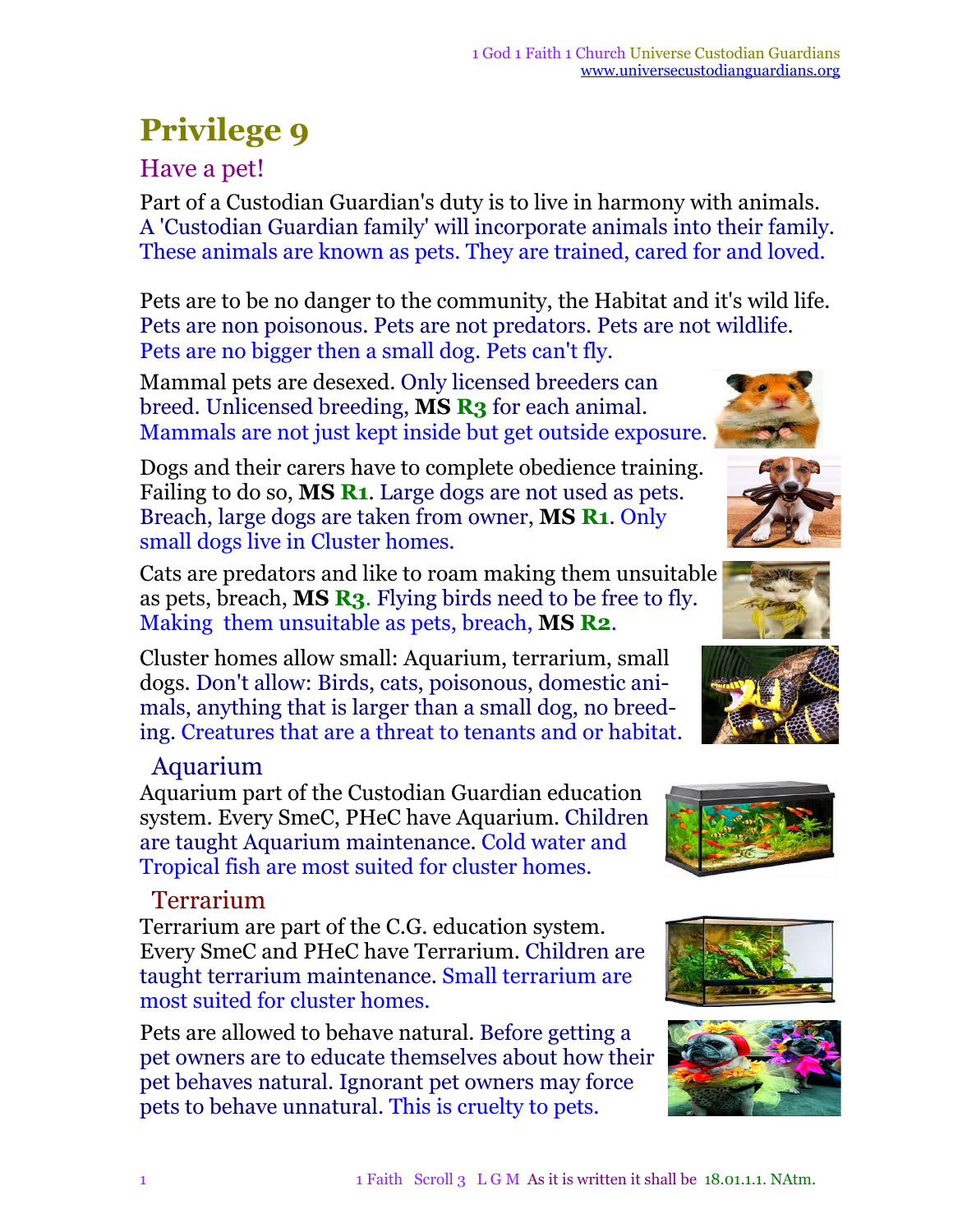# Privilege 9

## Have a pet!

Part of a Custodian Guardian's duty is to live in harmony with animals. A 'Custodian Guardian family' will incorporate animals into their family. These animals are known as pets. They are trained, cared for and loved.

Pets are to be no danger to the community, the Habitat and it's wild life. Pets are non poisonous. Pets are not predators. Pets are not wildlife. Pets are no bigger then a small dog. Pets can't fly.

Mammal pets are desexed. Only licensed breeders can breed. Unlicensed breeding, **MS R3** for each animal. Mammals are not just kept inside but get outside exposure.

Dogs and their carers have to complete obedience training. Failing to do so, **MS R1**. Large dogs are not used as pets. Breach, large dogs are taken from owner, **MS R1**. Only small dogs live in Cluster homes.

Cats are predators and like to roam making them unsuitable as pets, breach, **MS R3**. Flying birds need to be free to fly. Making them unsuitable as pets, breach, **MS R2**.

Cluster homes allow small: Aquarium, terrarium, small dogs. Don't allow: Birds, cats, poisonous, domestic animals, anything that is larger than a small dog, no breeding. Creatures that are a threat to tenants and or habitat.

### Aquarium

Aquarium part of the Custodian Guardian education system. Every SmeC, PHeC have Aquarium. Children are taught Aquarium maintenance. Cold water and Tropical fish are most suited for cluster homes.

### Terrarium

Terrarium are part of the C.G. education system. Every SmeC and PHeC have Terrarium. Children are taught terrarium maintenance. Small terrarium are most suited for cluster homes.

Pets are allowed to behave natural. Before getting a pet owners are to educate themselves about how their pet behaves natural. Ignorant pet owners may force pets to behave unnatural. This is cruelty to pets.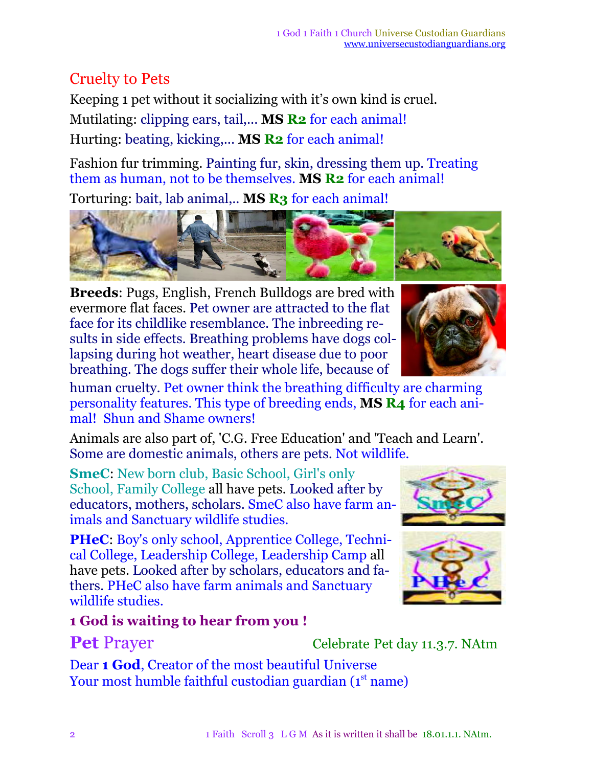## Cruelty to Pets

Keeping 1 pet without it socializing with it's own kind is cruel.

Mutilating: clipping ears, tail,... **MS R2** for each animal!

Hurting: beating, kicking,... **MS R2** for each animal!

Fashion fur trimming. Painting fur, skin, dressing them up. Treating them as human, not to be themselves. **MS R2** for each animal!

Torturing: bait, lab animal,.. **MS R3** for each animal!

**Breeds**: Pugs, English, French Bulldogs are bred with evermore flat faces. Pet owner are attracted to the flat face for its childlike resemblance. The inbreeding results in side effects. Breathing problems have dogs collapsing during hot weather, heart disease due to poor breathing. The dogs suffer their whole life, because of human cruelty. Pet owner think the breathing difficulty are charming personality features. This type of breeding ends, **MS R4** for each animal! Shun and Shame owners!

Animals are also part of, 'C.G. Free Education' and 'Teach and Learn'. Some are domestic animals, others are pets. Not wildlife.

**SmeC**: New born club, Basic School, Girl's only School, Family College all have pets. Looked after by educators, mothers, scholars. SmeC also have farm animals and Sanctuary wildlife studies.

**PHeC**: Boy's only school, Apprentice College, Technical College, Leadership College, Leadership Camp all have pets. Looked after by scholars, educators and fathers. PHeC also have farm animals and Sanctuary wildlife studies.

**1 God is waiting to hear from you !**

## **Pet** Prayer

Celebrate Pet day 11.3.7. NAtm

Dear **1 God**, Creator of the most beautiful Universe
Your most humble faithful custodian guardian (1st name)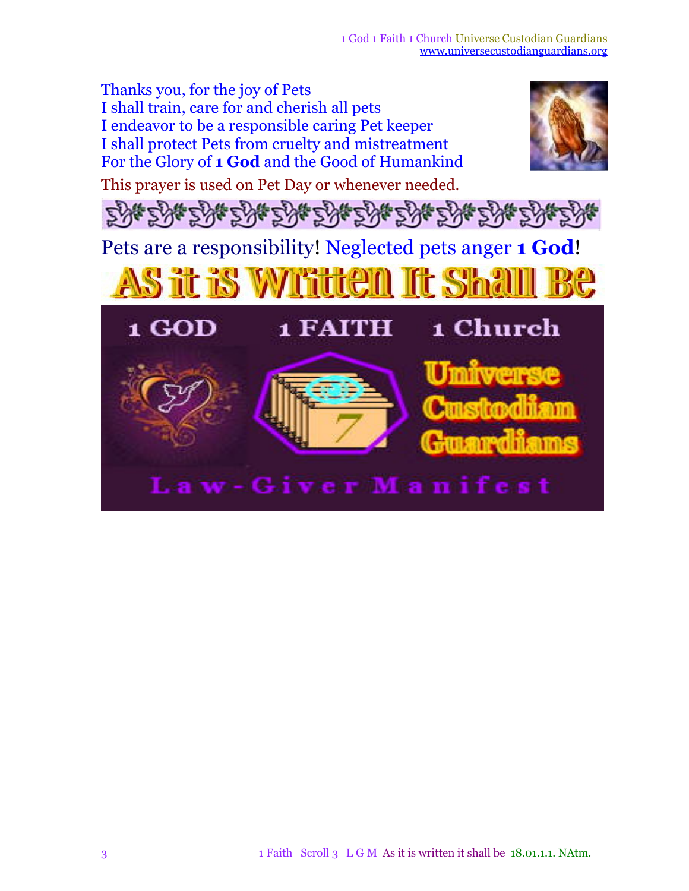Thanks you, for the joy of Pets
I shall train, care for and cherish all pets
I endeavor to be a responsible caring Pet keeper
I shall protect Pets from cruelty and mistreatment
For the Glory of **1 God** and the Good of Humankind

This prayer is used on Pet Day or whenever needed.

Pets are a responsibility! Neglected pets anger **1 God**!

AS it is Written It Shall Be

1 GOD 1 FAITH 1 Church

Universe Custodian Guardians

Law-Giver Manifest